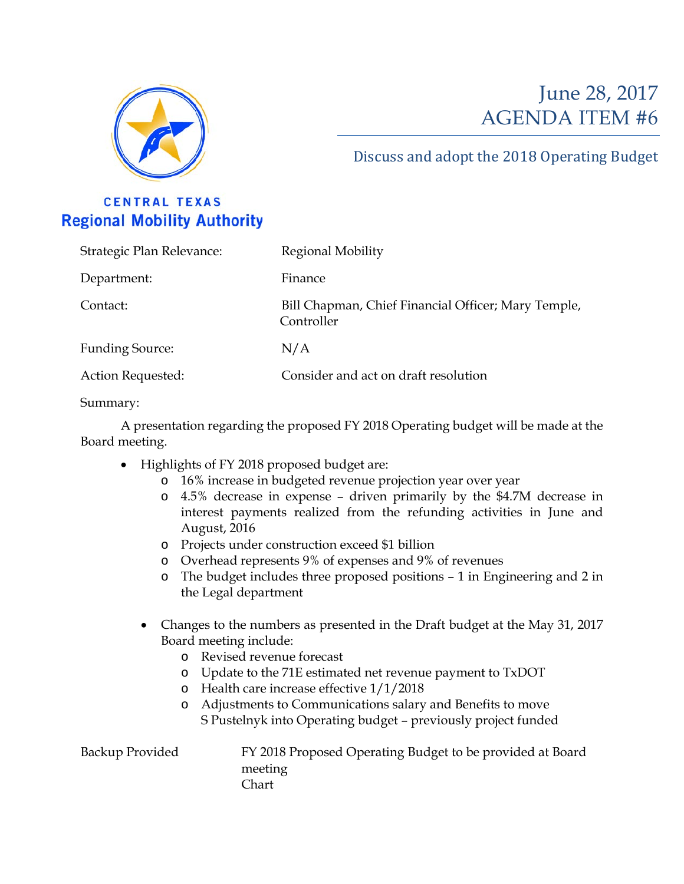CENTRAL TEXAS
**Regional Mobility Authority**

# June 28, 2017
# AGENDA ITEM #6

## Discuss and adopt the 2018 Operating Budget

| | |
|---|---|
| Strategic Plan Relevance: | Regional Mobility |
| Department: | Finance |
| Contact: | Bill Chapman, Chief Financial Officer; Mary Temple, Controller |
| Funding Source: | N/A |
| Action Requested: | Consider and act on draft resolution |

Summary:

A presentation regarding the proposed FY 2018 Operating budget will be made at the Board meeting.

- Highlights of FY 2018 proposed budget are:
  - 16% increase in budgeted revenue projection year over year
  - 4.5% decrease in expense – driven primarily by the $4.7M decrease in interest payments realized from the refunding activities in June and August, 2016
  - Projects under construction exceed $1 billion
  - Overhead represents 9% of expenses and 9% of revenues
  - The budget includes three proposed positions – 1 in Engineering and 2 in the Legal department

- Changes to the numbers as presented in the Draft budget at the May 31, 2017 Board meeting include:
  - Revised revenue forecast
  - Update to the 71E estimated net revenue payment to TxDOT
  - Health care increase effective 1/1/2018
  - Adjustments to Communications salary and Benefits to move S Pustelnyk into Operating budget – previously project funded

Backup Provided: FY 2018 Proposed Operating Budget to be provided at Board meeting
Chart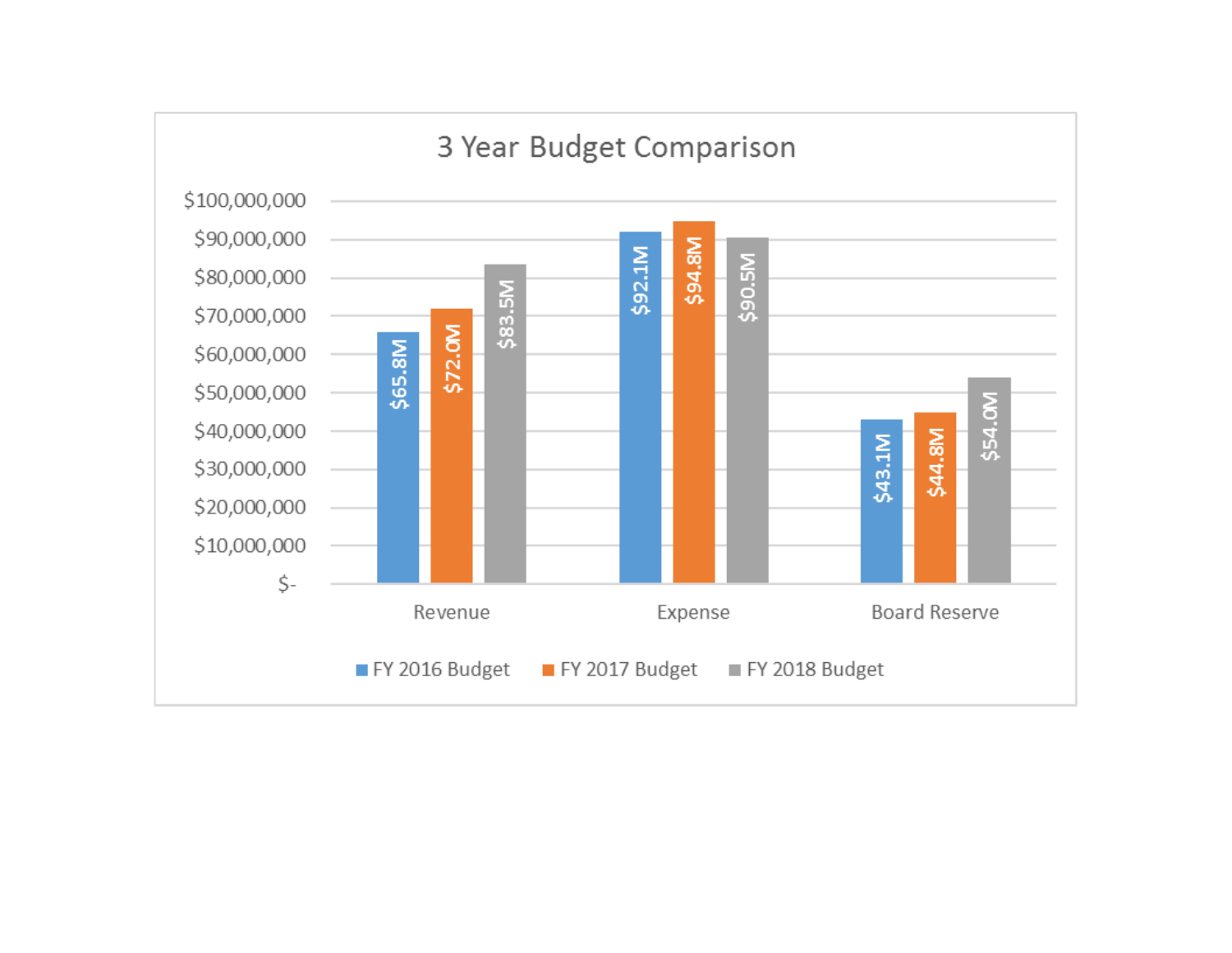3 Year Budget Comparison

$100,000,000
$90,000,000
$80,000,000
$70,000,000
$60,000,000
$50,000,000
$40,000,000
$30,000,000
$20,000,000
$10,000,000
$-

Revenue: $65.8M, $72.0M, $83.5M

Expense: $92.1M, $94.8M, $90.5M

Board Reserve: $43.1M, $44.8M, $54.0M

FY 2016 Budget | FY 2017 Budget | FY 2018 Budget